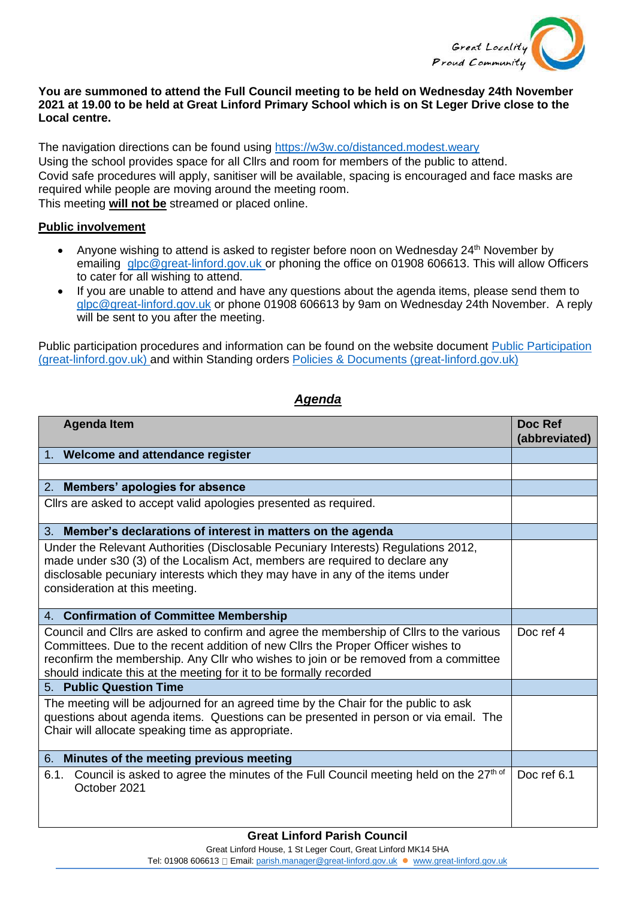**You are summoned to attend the Full Council meeting to be held on Wednesday 24th November 2021 at 19.00 to be held at Great Linford Primary School which is on St Leger Drive close to the Local centre.**

The navigation directions can be found using https://w3w.co/distanced.modest.weary
Using the school provides space for all Cllrs and room for members of the public to attend.
Covid safe procedures will apply, sanitiser will be available, spacing is encouraged and face masks are required while people are moving around the meeting room.
This meeting **will not be** streamed or placed online.

**Public involvement**

- Anyone wishing to attend is asked to register before noon on Wednesday 24th November by emailing glpc@great-linford.gov.uk or phoning the office on 01908 606613. This will allow Officers to cater for all wishing to attend.
- If you are unable to attend and have any questions about the agenda items, please send them to glpc@great-linford.gov.uk or phone 01908 606613 by 9am on Wednesday 24th November. A reply will be sent to you after the meeting.

Public participation procedures and information can be found on the website document Public Participation (great-linford.gov.uk) and within Standing orders Policies & Documents (great-linford.gov.uk)

## *Agenda*

| Agenda Item | Doc Ref (abbreviated) |
|---|---|
| **1. Welcome and attendance register** | |
| | |
| **2. Members' apologies for absence** | |
| Cllrs are asked to accept valid apologies presented as required. | |
| **3. Member's declarations of interest in matters on the agenda** | |
| Under the Relevant Authorities (Disclosable Pecuniary Interests) Regulations 2012, made under s30 (3) of the Localism Act, members are required to declare any disclosable pecuniary interests which they may have in any of the items under consideration at this meeting. | |
| **4. Confirmation of Committee Membership** | |
| Council and Cllrs are asked to confirm and agree the membership of Cllrs to the various Committees. Due to the recent addition of new Cllrs the Proper Officer wishes to reconfirm the membership. Any Cllr who wishes to join or be removed from a committee should indicate this at the meeting for it to be formally recorded | Doc ref 4 |
| **5. Public Question Time** | |
| The meeting will be adjourned for an agreed time by the Chair for the public to ask questions about agenda items. Questions can be presented in person or via email. The Chair will allocate speaking time as appropriate. | |
| **6. Minutes of the meeting previous meeting** | |
| 6.1. Council is asked to agree the minutes of the Full Council meeting held on the 27th of October 2021 | Doc ref 6.1 |

**Great Linford Parish Council**
Great Linford House, 1 St Leger Court, Great Linford MK14 5HA
Tel: 01908 606613 Email: parish.manager@great-linford.gov.uk ● www.great-linford.gov.uk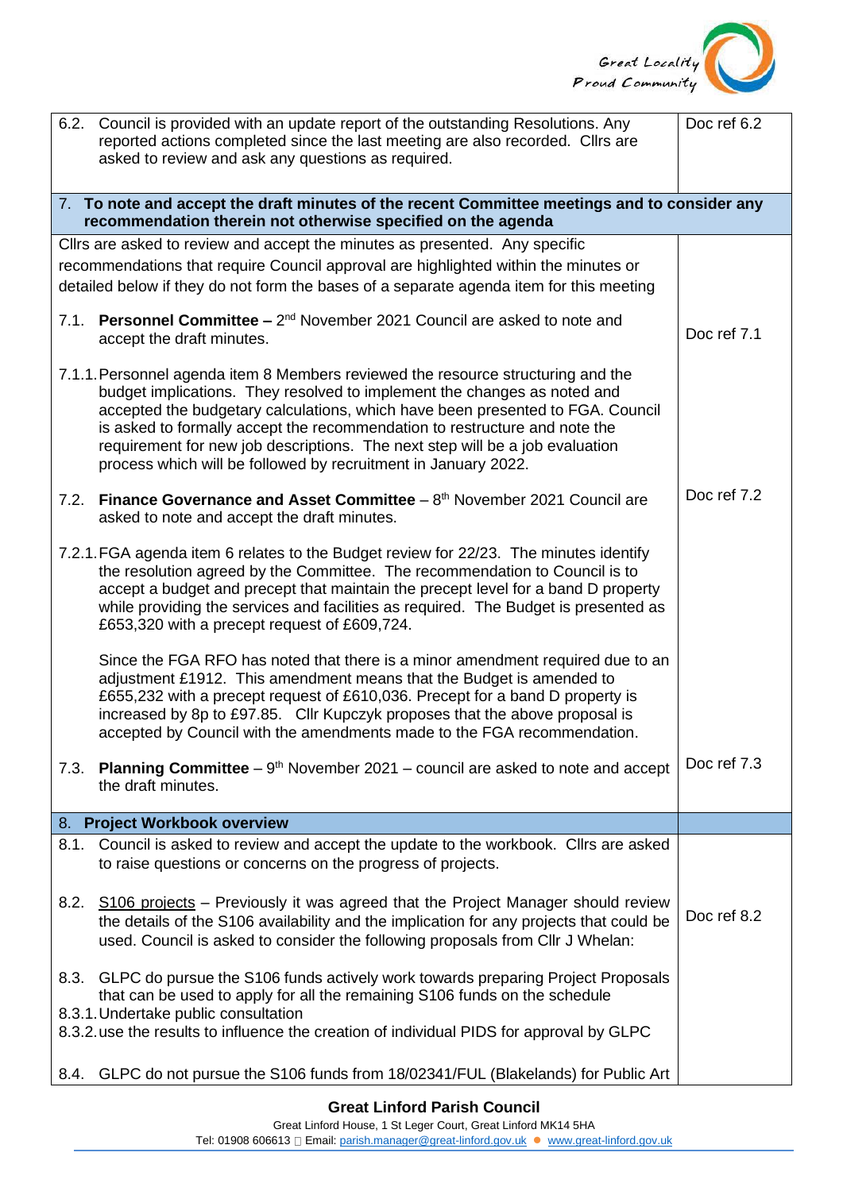| | |
|---|---|
| 6.2. Council is provided with an update report of the outstanding Resolutions. Any reported actions completed since the last meeting are also recorded. Cllrs are asked to review and ask any questions as required. | Doc ref 6.2 |
| **7. To note and accept the draft minutes of the recent Committee meetings and to consider any recommendation therein not otherwise specified on the agenda** | |
| Cllrs are asked to review and accept the minutes as presented. Any specific recommendations that require Council approval are highlighted within the minutes or detailed below if they do not form the bases of a separate agenda item for this meeting | |
| 7.1. **Personnel Committee –** 2nd November 2021 Council are asked to note and accept the draft minutes. | Doc ref 7.1 |
| 7.1.1. Personnel agenda item 8 Members reviewed the resource structuring and the budget implications. They resolved to implement the changes as noted and accepted the budgetary calculations, which have been presented to FGA. Council is asked to formally accept the recommendation to restructure and note the requirement for new job descriptions. The next step will be a job evaluation process which will be followed by recruitment in January 2022. | |
| 7.2. **Finance Governance and Asset Committee** – 8th November 2021 Council are asked to note and accept the draft minutes. | Doc ref 7.2 |
| 7.2.1. FGA agenda item 6 relates to the Budget review for 22/23. The minutes identify the resolution agreed by the Committee. The recommendation to Council is to accept a budget and precept that maintain the precept level for a band D property while providing the services and facilities as required. The Budget is presented as £653,320 with a precept request of £609,724.<br><br>Since the FGA RFO has noted that there is a minor amendment required due to an adjustment £1912. This amendment means that the Budget is amended to £655,232 with a precept request of £610,036. Precept for a band D property is increased by 8p to £97.85. Cllr Kupczyk proposes that the above proposal is accepted by Council with the amendments made to the FGA recommendation. | |
| 7.3. **Planning Committee** – 9th November 2021 – council are asked to note and accept the draft minutes. | Doc ref 7.3 |
| **8. Project Workbook overview** | |
| 8.1. Council is asked to review and accept the update to the workbook. Cllrs are asked to raise questions or concerns on the progress of projects.<br><br>8.2. S106 projects – Previously it was agreed that the Project Manager should review the details of the S106 availability and the implication for any projects that could be used. Council is asked to consider the following proposals from Cllr J Whelan:<br><br>8.3. GLPC do pursue the S106 funds actively work towards preparing Project Proposals that can be used to apply for all the remaining S106 funds on the schedule<br>8.3.1. Undertake public consultation<br>8.3.2. use the results to influence the creation of individual PIDS for approval by GLPC<br><br>8.4. GLPC do not pursue the S106 funds from 18/02341/FUL (Blakelands) for Public Art | Doc ref 8.2 |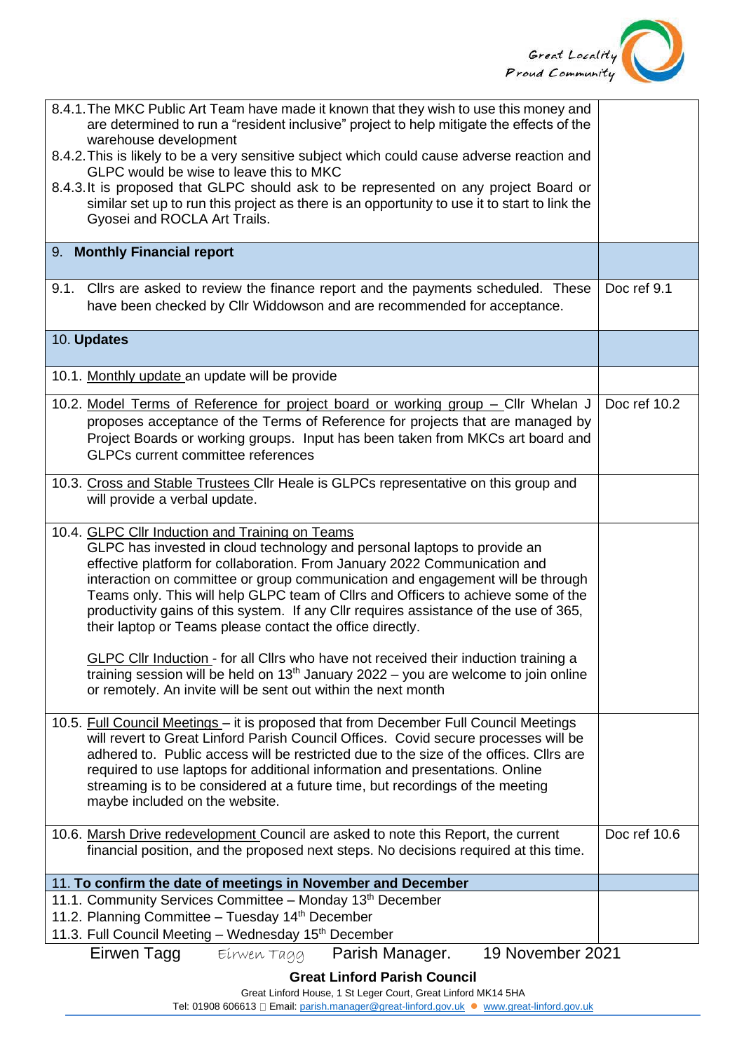| | |
|---|---|
| 8.4.1. The MKC Public Art Team have made it known that they wish to use this money and are determined to run a "resident inclusive" project to help mitigate the effects of the warehouse development<br>8.4.2. This is likely to be a very sensitive subject which could cause adverse reaction and GLPC would be wise to leave this to MKC<br>8.4.3. It is proposed that GLPC should ask to be represented on any project Board or similar set up to run this project as there is an opportunity to use it to start to link the Gyosei and ROCLA Art Trails. | |
| 9. **Monthly Financial report** | |
| 9.1. Cllrs are asked to review the finance report and the payments scheduled. These have been checked by Cllr Widdowson and are recommended for acceptance. | Doc ref 9.1 |
| 10. **Updates** | |
| 10.1. Monthly update an update will be provide | |
| 10.2. Model Terms of Reference for project board or working group – Cllr Whelan J proposes acceptance of the Terms of Reference for projects that are managed by Project Boards or working groups. Input has been taken from MKCs art board and GLPCs current committee references | Doc ref 10.2 |
| 10.3. Cross and Stable Trustees Cllr Heale is GLPCs representative on this group and will provide a verbal update. | |
| 10.4. GLPC Cllr Induction and Training on Teams<br>GLPC has invested in cloud technology and personal laptops to provide an effective platform for collaboration. From January 2022 Communication and interaction on committee or group communication and engagement will be through Teams only. This will help GLPC team of Cllrs and Officers to achieve some of the productivity gains of this system. If any Cllr requires assistance of the use of 365, their laptop or Teams please contact the office directly.<br><br>GLPC Cllr Induction - for all Cllrs who have not received their induction training a training session will be held on 13th January 2022 – you are welcome to join online or remotely. An invite will be sent out within the next month | |
| 10.5. Full Council Meetings – it is proposed that from December Full Council Meetings will revert to Great Linford Parish Council Offices. Covid secure processes will be adhered to. Public access will be restricted due to the size of the offices. Cllrs are required to use laptops for additional information and presentations. Online streaming is to be considered at a future time, but recordings of the meeting maybe included on the website. | |
| 10.6. Marsh Drive redevelopment Council are asked to note this Report, the current financial position, and the proposed next steps. No decisions required at this time. | Doc ref 10.6 |
| 11. **To confirm the date of meetings in November and December** | |
| 11.1. Community Services Committee – Monday 13th December<br>11.2. Planning Committee – Tuesday 14th December<br>11.3. Full Council Meeting – Wednesday 15th December | |

Eirwen Tagg *Eirwen Tagg* Parish Manager. 19 November 2021